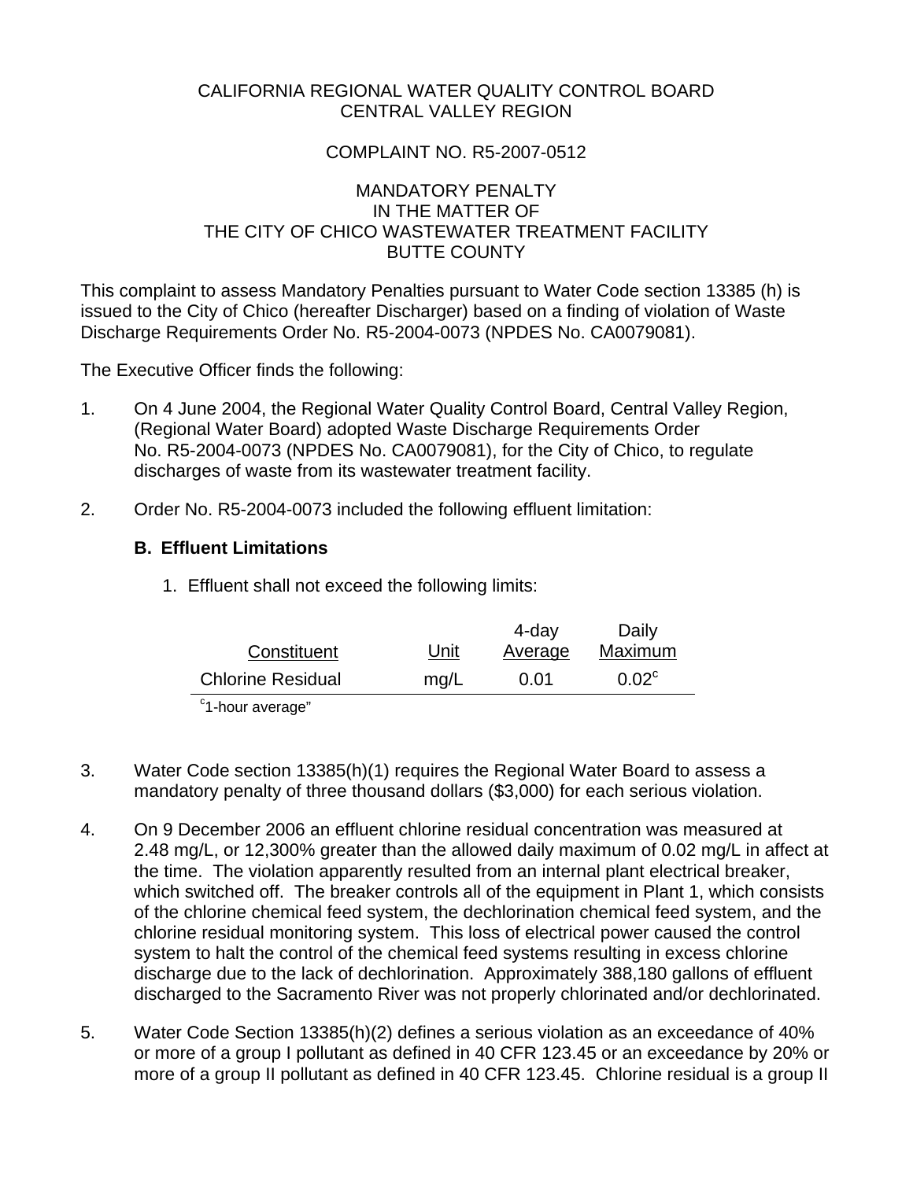CALIFORNIA REGIONAL WATER QUALITY CONTROL BOARD
CENTRAL VALLEY REGION

COMPLAINT NO. R5-2007-0512

MANDATORY PENALTY
IN THE MATTER OF
THE CITY OF CHICO WASTEWATER TREATMENT FACILITY
BUTTE COUNTY

This complaint to assess Mandatory Penalties pursuant to Water Code section 13385 (h) is issued to the City of Chico (hereafter Discharger) based on a finding of violation of Waste Discharge Requirements Order No. R5-2004-0073 (NPDES No. CA0079081).

The Executive Officer finds the following:

1. On 4 June 2004, the Regional Water Quality Control Board, Central Valley Region, (Regional Water Board) adopted Waste Discharge Requirements Order No. R5-2004-0073 (NPDES No. CA0079081), for the City of Chico, to regulate discharges of waste from its wastewater treatment facility.

2. Order No. R5-2004-0073 included the following effluent limitation:

   **B. Effluent Limitations**

   1. Effluent shall not exceed the following limits:

| Constituent | Unit | 4-day Average | Daily Maximum |
|---|---|---|---|
| Chlorine Residual | mg/L | 0.01 | 0.02[c] |

   [c]1-hour average"

3. Water Code section 13385(h)(1) requires the Regional Water Board to assess a mandatory penalty of three thousand dollars ($3,000) for each serious violation.

4. On 9 December 2006 an effluent chlorine residual concentration was measured at 2.48 mg/L, or 12,300% greater than the allowed daily maximum of 0.02 mg/L in affect at the time. The violation apparently resulted from an internal plant electrical breaker, which switched off. The breaker controls all of the equipment in Plant 1, which consists of the chlorine chemical feed system, the dechlorination chemical feed system, and the chlorine residual monitoring system. This loss of electrical power caused the control system to halt the control of the chemical feed systems resulting in excess chlorine discharge due to the lack of dechlorination. Approximately 388,180 gallons of effluent discharged to the Sacramento River was not properly chlorinated and/or dechlorinated.

5. Water Code Section 13385(h)(2) defines a serious violation as an exceedance of 40% or more of a group I pollutant as defined in 40 CFR 123.45 or an exceedance by 20% or more of a group II pollutant as defined in 40 CFR 123.45. Chlorine residual is a group II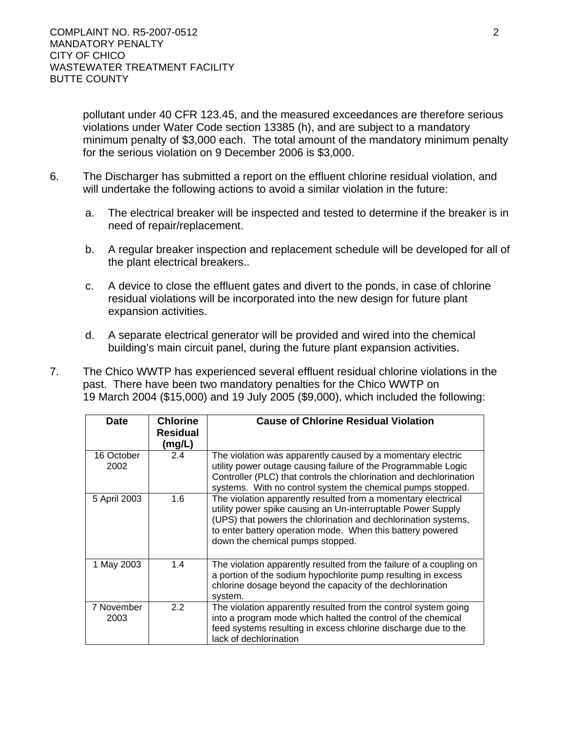pollutant under 40 CFR 123.45, and the measured exceedances are therefore serious violations under Water Code section 13385 (h), and are subject to a mandatory minimum penalty of $3,000 each. The total amount of the mandatory minimum penalty for the serious violation on 9 December 2006 is $3,000.

6. The Discharger has submitted a report on the effluent chlorine residual violation, and will undertake the following actions to avoid a similar violation in the future:

   a. The electrical breaker will be inspected and tested to determine if the breaker is in need of repair/replacement.

   b. A regular breaker inspection and replacement schedule will be developed for all of the plant electrical breakers..

   c. A device to close the effluent gates and divert to the ponds, in case of chlorine residual violations will be incorporated into the new design for future plant expansion activities.

   d. A separate electrical generator will be provided and wired into the chemical building's main circuit panel, during the future plant expansion activities.

7. The Chico WWTP has experienced several effluent residual chlorine violations in the past. There have been two mandatory penalties for the Chico WWTP on 19 March 2004 ($15,000) and 19 July 2005 ($9,000), which included the following:

| Date | Chlorine Residual (mg/L) | Cause of Chlorine Residual Violation |
|---|---|---|
| 16 October 2002 | 2.4 | The violation was apparently caused by a momentary electric utility power outage causing failure of the Programmable Logic Controller (PLC) that controls the chlorination and dechlorination systems. With no control system the chemical pumps stopped. |
| 5 April 2003 | 1.6 | The violation apparently resulted from a momentary electrical utility power spike causing an Un-interruptable Power Supply (UPS) that powers the chlorination and dechlorination systems, to enter battery operation mode. When this battery powered down the chemical pumps stopped. |
| 1 May 2003 | 1.4 | The violation apparently resulted from the failure of a coupling on a portion of the sodium hypochlorite pump resulting in excess chlorine dosage beyond the capacity of the dechlorination system. |
| 7 November 2003 | 2.2 | The violation apparently resulted from the control system going into a program mode which halted the control of the chemical feed systems resulting in excess chlorine discharge due to the lack of dechlorination |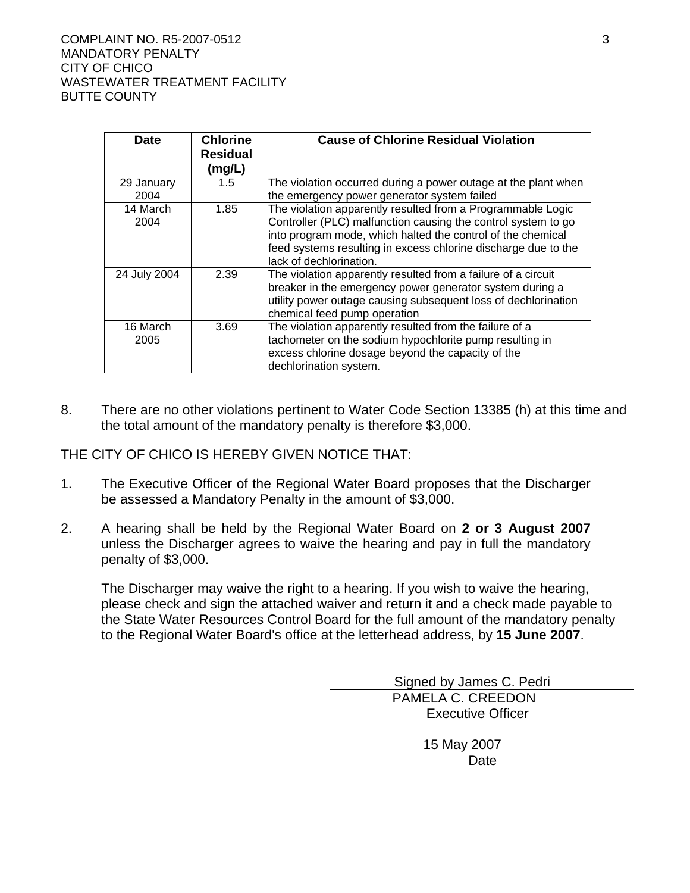| Date | Chlorine Residual (mg/L) | Cause of Chlorine Residual Violation |
|---|---|---|
| 29 January 2004 | 1.5 | The violation occurred during a power outage at the plant when the emergency power generator system failed |
| 14 March 2004 | 1.85 | The violation apparently resulted from a Programmable Logic Controller (PLC) malfunction causing the control system to go into program mode, which halted the control of the chemical feed systems resulting in excess chlorine discharge due to the lack of dechlorination. |
| 24 July 2004 | 2.39 | The violation apparently resulted from a failure of a circuit breaker in the emergency power generator system during a utility power outage causing subsequent loss of dechlorination chemical feed pump operation |
| 16 March 2005 | 3.69 | The violation apparently resulted from the failure of a tachometer on the sodium hypochlorite pump resulting in excess chlorine dosage beyond the capacity of the dechlorination system. |

8. There are no other violations pertinent to Water Code Section 13385 (h) at this time and the total amount of the mandatory penalty is therefore $3,000.

THE CITY OF CHICO IS HEREBY GIVEN NOTICE THAT:

1. The Executive Officer of the Regional Water Board proposes that the Discharger be assessed a Mandatory Penalty in the amount of $3,000.

2. A hearing shall be held by the Regional Water Board on **2 or 3 August 2007** unless the Discharger agrees to waive the hearing and pay in full the mandatory penalty of $3,000.

   The Discharger may waive the right to a hearing. If you wish to waive the hearing, please check and sign the attached waiver and return it and a check made payable to the State Water Resources Control Board for the full amount of the mandatory penalty to the Regional Water Board's office at the letterhead address, by **15 June 2007**.

Signed by James C. Pedri

PAMELA C. CREEDON
Executive Officer

15 May 2007

Date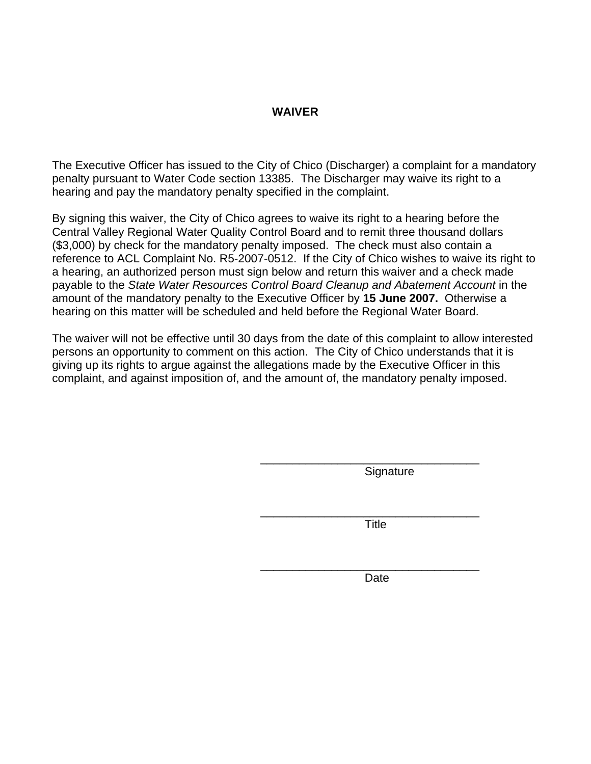# WAIVER

The Executive Officer has issued to the City of Chico (Discharger) a complaint for a mandatory penalty pursuant to Water Code section 13385. The Discharger may waive its right to a hearing and pay the mandatory penalty specified in the complaint.

By signing this waiver, the City of Chico agrees to waive its right to a hearing before the Central Valley Regional Water Quality Control Board and to remit three thousand dollars ($3,000) by check for the mandatory penalty imposed. The check must also contain a reference to ACL Complaint No. R5-2007-0512. If the City of Chico wishes to waive its right to a hearing, an authorized person must sign below and return this waiver and a check made payable to the *State Water Resources Control Board Cleanup and Abatement Account* in the amount of the mandatory penalty to the Executive Officer by **15 June 2007.** Otherwise a hearing on this matter will be scheduled and held before the Regional Water Board.

The waiver will not be effective until 30 days from the date of this complaint to allow interested persons an opportunity to comment on this action. The City of Chico understands that it is giving up its rights to argue against the allegations made by the Executive Officer in this complaint, and against imposition of, and the amount of, the mandatory penalty imposed.

___________________________________
Signature

___________________________________
Title

___________________________________
Date